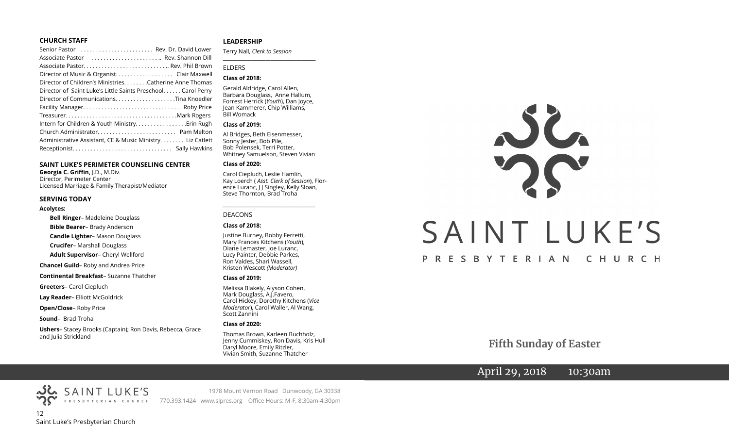## CHURCH STAFF

Senior Pastor ........................ Rev. Dr. David Lower
Associate Pastor ........................ Rev. Shannon Dill
Associate Pastor............................ Rev. Phil Brown
Director of Music & Organist.................. Clair Maxwell
Director of Children's Ministries........Catherine Anne Thomas
Director of Saint Luke's Little Saints Preschool...... Carol Perry
Director of Communications...................Tina Knoedler
Facility Manager................................ Roby Price
Treasurer....................................Mark Rogers
Intern for Children & Youth Ministry................Erin Rugh
Church Administrator......................... Pam Melton
Administrative Assistant, CE & Music Ministry........ Liz Catlett
Receptionist................................ Sally Hawkins

## SAINT LUKE'S PERIMETER COUNSELING CENTER

**Georgia C. Griffin,** J.D., M.Div.
Director, Perimeter Center
Licensed Marriage & Family Therapist/Mediator

## SERVING TODAY

**Acolytes:**

- **Bell Ringer**– Madeleine Douglass
- **Bible Bearer**– Brady Anderson
- **Candle Lighter**– Mason Douglass
- **Crucifer**– Marshall Douglass
- **Adult Supervisor**– Cheryl Wellford

**Chancel Guild**– Roby and Andrea Price

**Continental Breakfast**– Suzanne Thatcher

**Greeters**– Carol Ciepluch

**Lay Reader**– Elliott McGoldrick

**Open/Close**– Roby Price

**Sound**– Brad Troha

**Ushers**– Stacey Brooks (Captain); Ron Davis, Rebecca, Grace and Julia Strickland

## LEADERSHIP

Terry Nall, *Clerk to Session*

### ELDERS

**Class of 2018:**

Gerald Aldridge, Carol Allen, Barbara Douglass, Anne Hallum, Forrest Herrick (*Youth*), Dan Joyce, Jean Kammerer, Chip Williams, Bill Womack

**Class of 2019:**

Al Bridges, Beth Eisenmesser, Sonny Jester, Bob Pile, Bob Polensek, Terri Potter, Whitney Samuelson, Steven Vivian

**Class of 2020:**

Carol Ciepluch, Leslie Hamlin, Kay Loerch ( *Asst. Clerk of Session*), Florence Luranc, J J Singley, Kelly Sloan, Steve Thornton, Brad Troha

### DEACONS

**Class of 2018:**

Justine Burney, Bobby Ferretti, Mary Frances Kitchens (*Youth*), Diane Lemaster, Joe Luranc, Lucy Painter, Debbie Parkes, Ron Valdes, Shari Wassell, Kristen Wescott *(Moderator)*

**Class of 2019:**

Melissa Blakely, Alyson Cohen, Mark Douglass, A.J.Favero, Carol Hickey, Dorothy Kitchens (*Vice Moderator*), Carol Waller, Al Wang, Scott Zannini

**Class of 2020:**

Thomas Brown, Karleen Buchholz, Jenny Cummiskey, Ron Davis, Kris Hull Daryl Moore, Emily Ritzler, Vivian Smith, Suzanne Thatcher

SAINT LUKE'S PRESBYTERIAN CHURCH

1978 Mount Vernon Road Dunwoody, GA 30338
770.393.1424 www.slpres.org Office Hours: M-F, 8:30am-4:30pm

# SAINT LUKE'S
PRESBYTERIAN CHURCH

## Fifth Sunday of Easter

April 29, 2018 10:30am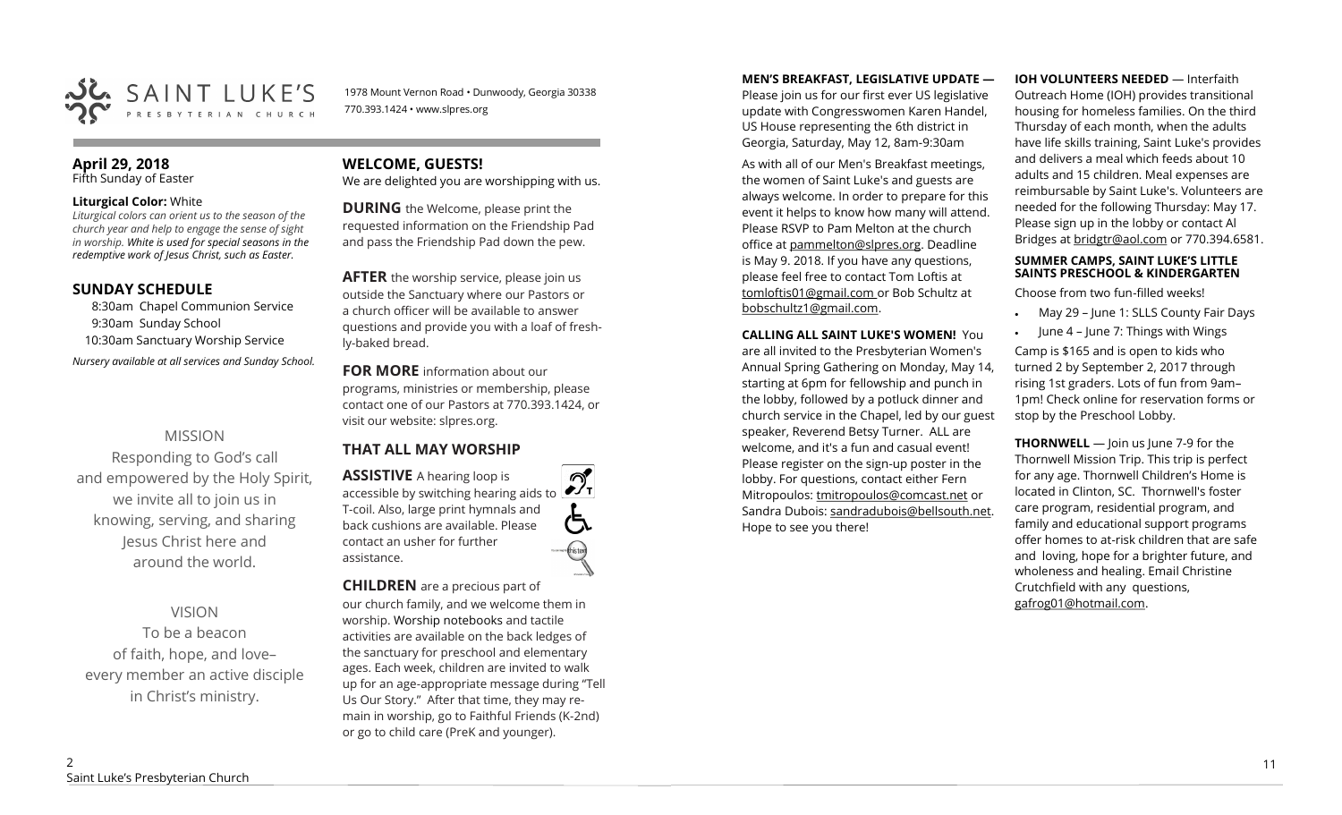SAINT LUKE'S PRESBYTERIAN CHURCH

1978 Mount Vernon Road • Dunwoody, Georgia 30338
770.393.1424 • www.slpres.org

## April 29, 2018
Fifth Sunday of Easter

**Liturgical Color:** White
*Liturgical colors can orient us to the season of the church year and help to engage the sense of sight in worship. White is used for special seasons in the redemptive work of Jesus Christ, such as Easter.*

## SUNDAY SCHEDULE

8:30am Chapel Communion Service
9:30am Sunday School
10:30am Sanctuary Worship Service

*Nursery available at all services and Sunday School.*

MISSION
Responding to God's call
and empowered by the Holy Spirit,
we invite all to join us in
knowing, serving, and sharing
Jesus Christ here and
around the world.

VISION
To be a beacon
of faith, hope, and love–
every member an active disciple
in Christ's ministry.

## WELCOME, GUESTS!

We are delighted you are worshipping with us.

**DURING** the Welcome, please print the requested information on the Friendship Pad and pass the Friendship Pad down the pew.

**AFTER** the worship service, please join us outside the Sanctuary where our Pastors or a church officer will be available to answer questions and provide you with a loaf of freshly-baked bread.

**FOR MORE** information about our programs, ministries or membership, please contact one of our Pastors at 770.393.1424, or visit our website: slpres.org.

## THAT ALL MAY WORSHIP

**ASSISTIVE** A hearing loop is accessible by switching hearing aids to T-coil. Also, large print hymnals and back cushions are available. Please contact an usher for further assistance.

**CHILDREN** are a precious part of our church family, and we welcome them in worship. Worship notebooks and tactile activities are available on the back ledges of the sanctuary for preschool and elementary ages. Each week, children are invited to walk up for an age-appropriate message during "Tell Us Our Story." After that time, they may remain in worship, go to Faithful Friends (K-2nd) or go to child care (PreK and younger).

**MEN'S BREAKFAST, LEGISLATIVE UPDATE —** Please join us for our first ever US legislative update with Congresswomen Karen Handel, US House representing the 6th district in Georgia, Saturday, May 12, 8am-9:30am

As with all of our Men's Breakfast meetings, the women of Saint Luke's and guests are always welcome. In order to prepare for this event it helps to know how many will attend. Please RSVP to Pam Melton at the church office at pammelton@slpres.org. Deadline is May 9. 2018. If you have any questions, please feel free to contact Tom Loftis at tomloftis01@gmail.com or Bob Schultz at bobschultz1@gmail.com.

**CALLING ALL SAINT LUKE'S WOMEN!** You are all invited to the Presbyterian Women's Annual Spring Gathering on Monday, May 14, starting at 6pm for fellowship and punch in the lobby, followed by a potluck dinner and church service in the Chapel, led by our guest speaker, Reverend Betsy Turner. ALL are welcome, and it's a fun and casual event! Please register on the sign-up poster in the lobby. For questions, contact either Fern Mitropoulos: tmitropoulos@comcast.net or Sandra Dubois: sandradubois@bellsouth.net. Hope to see you there!

**IOH VOLUNTEERS NEEDED** — Interfaith Outreach Home (IOH) provides transitional housing for homeless families. On the third Thursday of each month, when the adults have life skills training, Saint Luke's provides and delivers a meal which feeds about 10 adults and 15 children. Meal expenses are reimbursable by Saint Luke's. Volunteers are needed for the following Thursday: May 17. Please sign up in the lobby or contact Al Bridges at bridgtr@aol.com or 770.394.6581.

**SUMMER CAMPS, SAINT LUKE'S LITTLE SAINTS PRESCHOOL & KINDERGARTEN**

Choose from two fun-filled weeks!

- May 29 – June 1: SLLS County Fair Days
- June 4 – June 7: Things with Wings

Camp is $165 and is open to kids who turned 2 by September 2, 2017 through rising 1st graders. Lots of fun from 9am–1pm! Check online for reservation forms or stop by the Preschool Lobby.

**THORNWELL** — Join us June 7-9 for the Thornwell Mission Trip. This trip is perfect for any age. Thornwell Children's Home is located in Clinton, SC. Thornwell's foster care program, residential program, and family and educational support programs offer homes to at-risk children that are safe and loving, hope for a brighter future, and wholeness and healing. Email Christine Crutchfield with any questions, gafrog01@hotmail.com.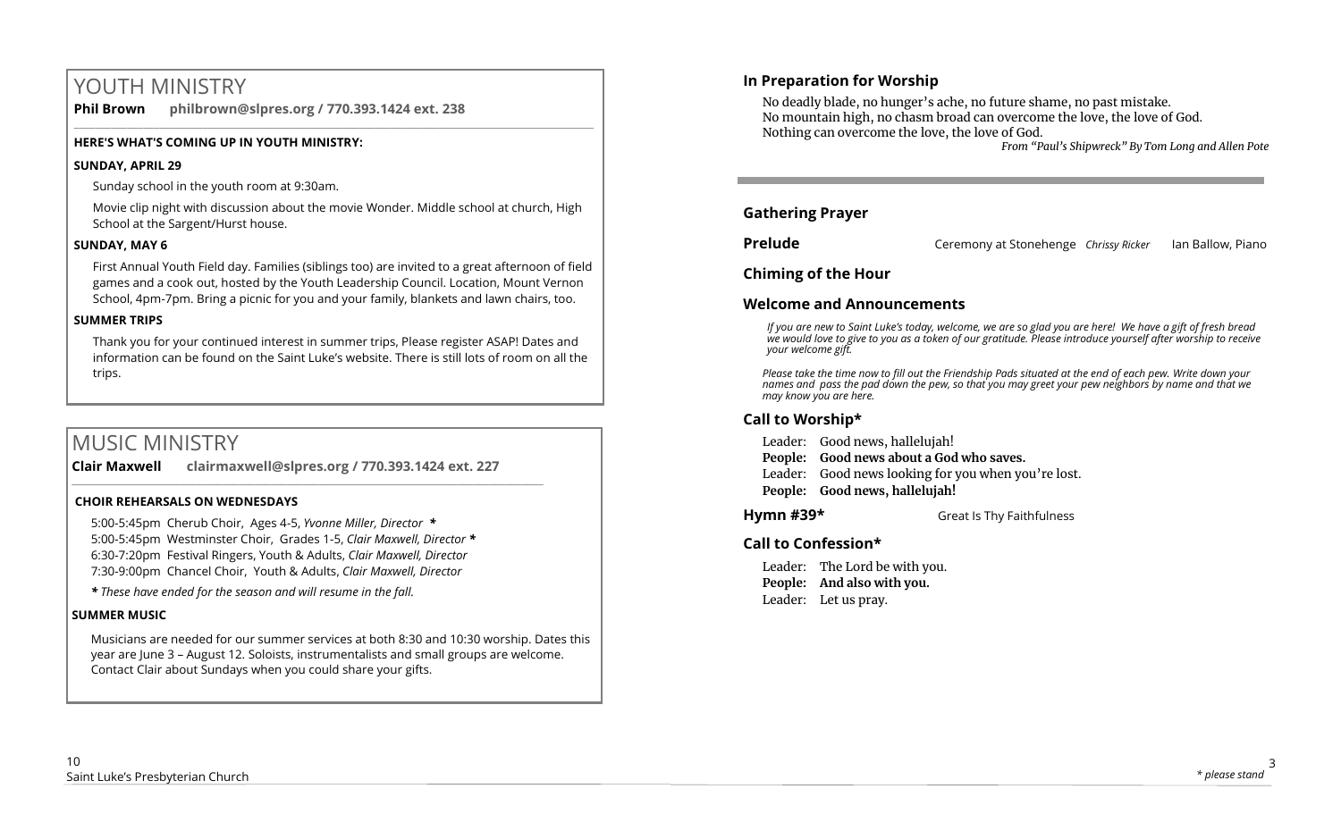# YOUTH MINISTRY

**Phil Brown** **philbrown@slpres.org / 770.393.1424 ext. 238**

**HERE'S WHAT'S COMING UP IN YOUTH MINISTRY:**

**SUNDAY, APRIL 29**

Sunday school in the youth room at 9:30am.

Movie clip night with discussion about the movie Wonder. Middle school at church, High School at the Sargent/Hurst house.

**SUNDAY, MAY 6**

First Annual Youth Field day. Families (siblings too) are invited to a great afternoon of field games and a cook out, hosted by the Youth Leadership Council. Location, Mount Vernon School, 4pm-7pm. Bring a picnic for you and your family, blankets and lawn chairs, too.

**SUMMER TRIPS**

Thank you for your continued interest in summer trips, Please register ASAP! Dates and information can be found on the Saint Luke's website. There is still lots of room on all the trips.

# MUSIC MINISTRY

**Clair Maxwell** **clairmaxwell@slpres.org / 770.393.1424 ext. 227**

**CHOIR REHEARSALS ON WEDNESDAYS**

5:00-5:45pm Cherub Choir, Ages 4-5, *Yvonne Miller, Director* **\***
5:00-5:45pm Westminster Choir, Grades 1-5, *Clair Maxwell, Director* **\***
6:30-7:20pm Festival Ringers, Youth & Adults, *Clair Maxwell, Director*
7:30-9:00pm Chancel Choir, Youth & Adults, *Clair Maxwell, Director*

**\*** *These have ended for the season and will resume in the fall.*

**SUMMER MUSIC**

Musicians are needed for our summer services at both 8:30 and 10:30 worship. Dates this year are June 3 – August 12. Soloists, instrumentalists and small groups are welcome. Contact Clair about Sundays when you could share your gifts.

## In Preparation for Worship

No deadly blade, no hunger's ache, no future shame, no past mistake.
No mountain high, no chasm broad can overcome the love, the love of God.
Nothing can overcome the love, the love of God.

*From "Paul's Shipwreck" By Tom Long and Allen Pote*

## Gathering Prayer

**Prelude** Ceremony at Stonehenge *Chrissy Ricker* Ian Ballow, Piano

## Chiming of the Hour

## Welcome and Announcements

*If you are new to Saint Luke's today, welcome, we are so glad you are here! We have a gift of fresh bread we would love to give to you as a token of our gratitude. Please introduce yourself after worship to receive your welcome gift.*

*Please take the time now to fill out the Friendship Pads situated at the end of each pew. Write down your names and pass the pad down the pew, so that you may greet your pew neighbors by name and that we may know you are here.*

## Call to Worship*

Leader: Good news, hallelujah!
**People: Good news about a God who saves.**
Leader: Good news looking for you when you're lost.
**People: Good news, hallelujah!**

**Hymn #39*** Great Is Thy Faithfulness

## Call to Confession*

Leader: The Lord be with you.
**People: And also with you.**
Leader: Let us pray.

*\* please stand*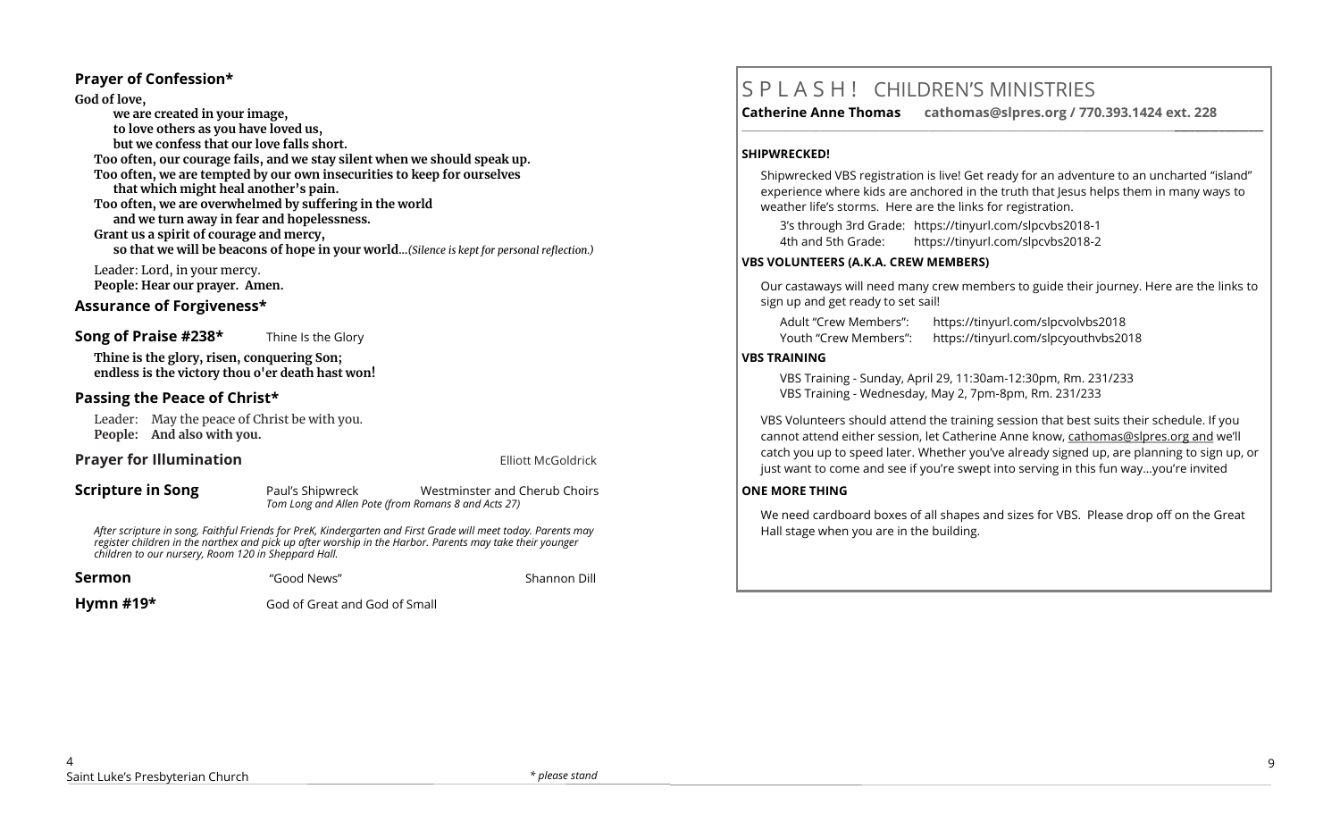## Prayer of Confession*

**God of love,**
**we are created in your image,**
**to love others as you have loved us,**
**but we confess that our love falls short.**
**Too often, our courage fails, and we stay silent when we should speak up.**
**Too often, we are tempted by our own insecurities to keep for ourselves**
**that which might heal another's pain.**
**Too often, we are overwhelmed by suffering in the world**
**and we turn away in fear and hopelessness.**
**Grant us a spirit of courage and mercy,**
**so that we will be beacons of hope in your world**...*(Silence is kept for personal reflection.)*

Leader: Lord, in your mercy.
**People: Hear our prayer. Amen.**

## Assurance of Forgiveness*

**Song of Praise #238*** Thine Is the Glory

**Thine is the glory, risen, conquering Son;**
**endless is the victory thou o'er death hast won!**

## Passing the Peace of Christ*

Leader: May the peace of Christ be with you.
**People: And also with you.**

**Prayer for Illumination** Elliott McGoldrick

**Scripture in Song** Paul's Shipwreck Westminster and Cherub Choirs
*Tom Long and Allen Pote (from Romans 8 and Acts 27)*

*After scripture in song, Faithful Friends for PreK, Kindergarten and First Grade will meet today. Parents may register children in the narthex and pick up after worship in the Harbor. Parents may take their younger children to our nursery, Room 120 in Sheppard Hall.*

**Sermon** "Good News" Shannon Dill

**Hymn #19*** God of Great and God of Small

*\* please stand*

# S P L A S H ! CHILDREN'S MINISTRIES

**Catherine Anne Thomas cathomas@slpres.org / 770.393.1424 ext. 228**

**SHIPWRECKED!**

Shipwrecked VBS registration is live! Get ready for an adventure to an uncharted "island" experience where kids are anchored in the truth that Jesus helps them in many ways to weather life's storms. Here are the links for registration.

3's through 3rd Grade: https://tinyurl.com/slpcvbs2018-1
4th and 5th Grade: https://tinyurl.com/slpcvbs2018-2

**VBS VOLUNTEERS (A.K.A. CREW MEMBERS)**

Our castaways will need many crew members to guide their journey. Here are the links to sign up and get ready to set sail!

Adult "Crew Members": https://tinyurl.com/slpcvolvbs2018
Youth "Crew Members": https://tinyurl.com/slpcyouthvbs2018

**VBS TRAINING**

VBS Training - Sunday, April 29, 11:30am-12:30pm, Rm. 231/233
VBS Training - Wednesday, May 2, 7pm-8pm, Rm. 231/233

VBS Volunteers should attend the training session that best suits their schedule. If you cannot attend either session, let Catherine Anne know, cathomas@slpres.org and we'll catch you up to speed later. Whether you've already signed up, are planning to sign up, or just want to come and see if you're swept into serving in this fun way…you're invited

**ONE MORE THING**

We need cardboard boxes of all shapes and sizes for VBS. Please drop off on the Great Hall stage when you are in the building.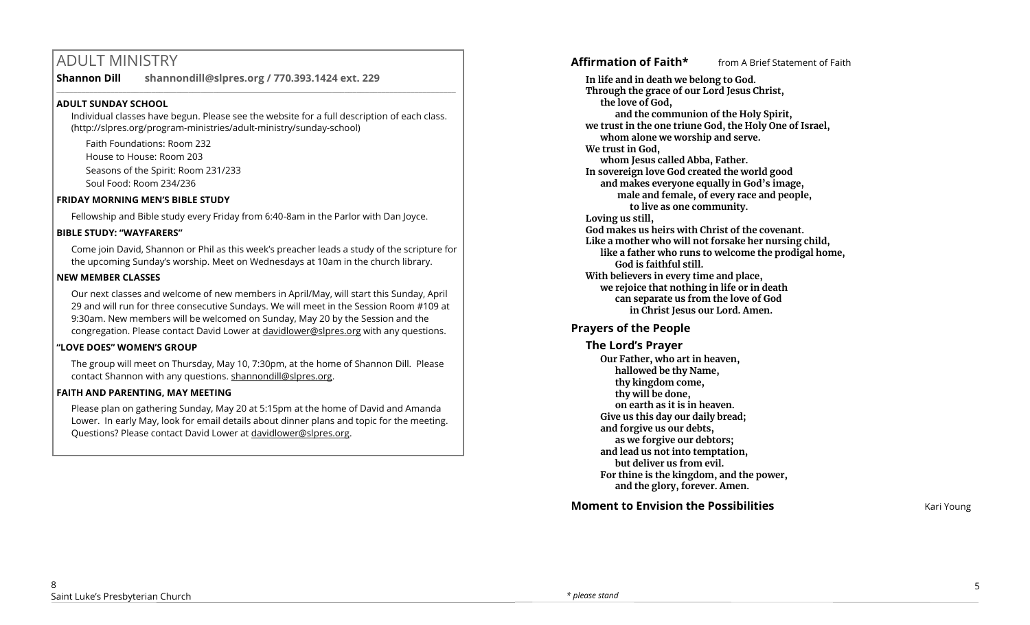# ADULT MINISTRY

**Shannon Dill** **shannondill@slpres.org / 770.393.1424 ext. 229**

**ADULT SUNDAY SCHOOL**

Individual classes have begun. Please see the website for a full description of each class. (http://slpres.org/program-ministries/adult-ministry/sunday-school)

Faith Foundations: Room 232

House to House: Room 203

Seasons of the Spirit: Room 231/233

Soul Food: Room 234/236

**FRIDAY MORNING MEN'S BIBLE STUDY**

Fellowship and Bible study every Friday from 6:40-8am in the Parlor with Dan Joyce.

**BIBLE STUDY: "WAYFARERS"**

Come join David, Shannon or Phil as this week's preacher leads a study of the scripture for the upcoming Sunday's worship. Meet on Wednesdays at 10am in the church library.

**NEW MEMBER CLASSES**

Our next classes and welcome of new members in April/May, will start this Sunday, April 29 and will run for three consecutive Sundays. We will meet in the Session Room #109 at 9:30am. New members will be welcomed on Sunday, May 20 by the Session and the congregation. Please contact David Lower at davidlower@slpres.org with any questions.

**"LOVE DOES" WOMEN'S GROUP**

The group will meet on Thursday, May 10, 7:30pm, at the home of Shannon Dill. Please contact Shannon with any questions. shannondill@slpres.org.

**FAITH AND PARENTING, MAY MEETING**

Please plan on gathering Sunday, May 20 at 5:15pm at the home of David and Amanda Lower. In early May, look for email details about dinner plans and topic for the meeting. Questions? Please contact David Lower at davidlower@slpres.org.

**Affirmation of Faith*** from A Brief Statement of Faith

**In life and in death we belong to God.**
**Through the grace of our Lord Jesus Christ,**
**the love of God,**
**and the communion of the Holy Spirit,**
**we trust in the one triune God, the Holy One of Israel,**
**whom alone we worship and serve.**
**We trust in God,**
**whom Jesus called Abba, Father.**
**In sovereign love God created the world good**
**and makes everyone equally in God's image,**
**male and female, of every race and people,**
**to live as one community.**
**Loving us still,**
**God makes us heirs with Christ of the covenant.**
**Like a mother who will not forsake her nursing child,**
**like a father who runs to welcome the prodigal home,**
**God is faithful still.**
**With believers in every time and place,**
**we rejoice that nothing in life or in death**
**can separate us from the love of God**
**in Christ Jesus our Lord. Amen.**

## Prayers of the People

### The Lord's Prayer

**Our Father, who art in heaven,**
**hallowed be thy Name,**
**thy kingdom come,**
**thy will be done,**
**on earth as it is in heaven.**
**Give us this day our daily bread;**
**and forgive us our debts,**
**as we forgive our debtors;**
**and lead us not into temptation,**
**but deliver us from evil.**
**For thine is the kingdom, and the power,**
**and the glory, forever. Amen.**

**Moment to Envision the Possibilities** Kari Young

*\* please stand*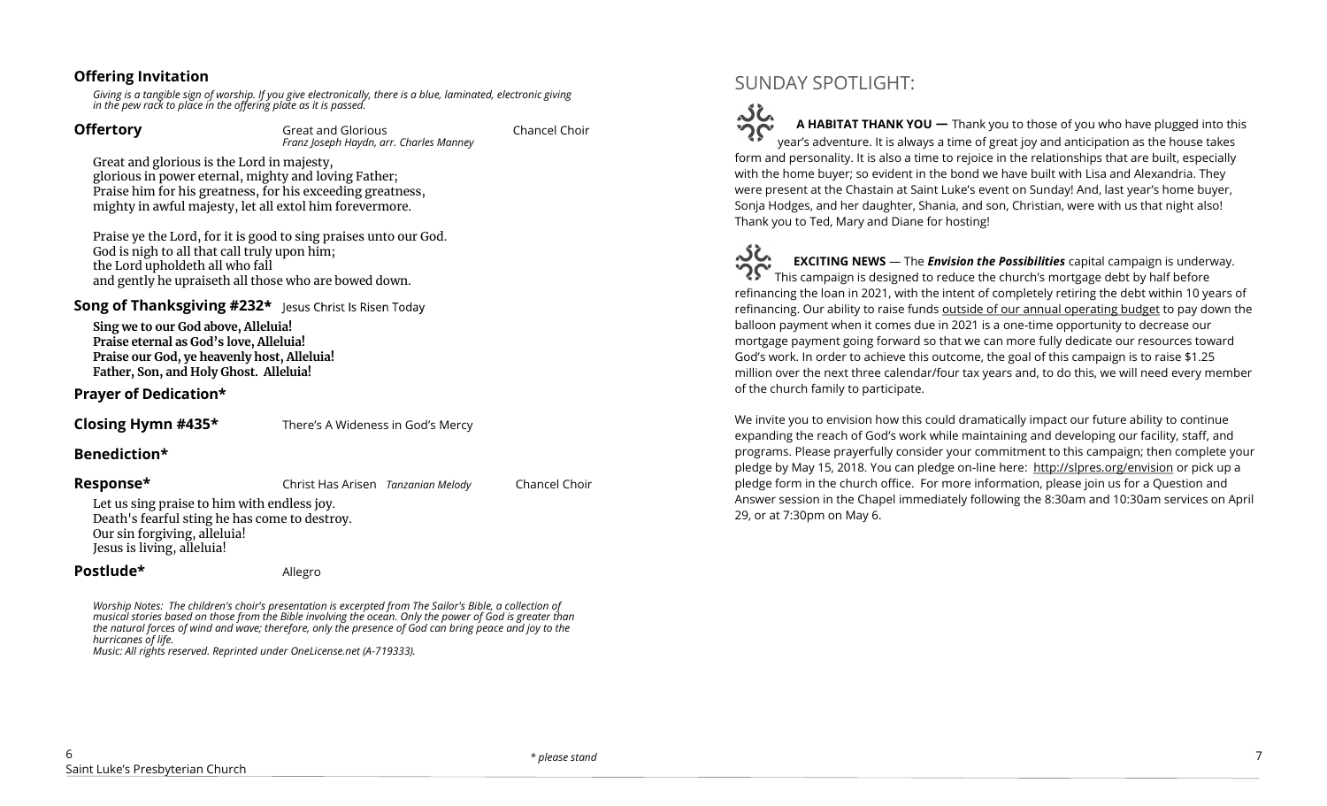**Offering Invitation**

*Giving is a tangible sign of worship. If you give electronically, there is a blue, laminated, electronic giving in the pew rack to place in the offering plate as it is passed.*

**Offertory** Great and Glorious Chancel Choir
*Franz Joseph Haydn, arr. Charles Manney*

Great and glorious is the Lord in majesty,
glorious in power eternal, mighty and loving Father;
Praise him for his greatness, for his exceeding greatness,
mighty in awful majesty, let all extol him forevermore.

Praise ye the Lord, for it is good to sing praises unto our God.
God is nigh to all that call truly upon him;
the Lord upholdeth all who fall
and gently he upraiseth all those who are bowed down.

**Song of Thanksgiving #232*** Jesus Christ Is Risen Today

**Sing we to our God above, Alleluia!**
**Praise eternal as God's love, Alleluia!**
**Praise our God, ye heavenly host, Alleluia!**
**Father, Son, and Holy Ghost. Alleluia!**

**Prayer of Dedication***

**Closing Hymn #435*** There's A Wideness in God's Mercy

**Benediction***

**Response*** Christ Has Arisen *Tanzanian Melody* Chancel Choir

Let us sing praise to him with endless joy.
Death's fearful sting he has come to destroy.
Our sin forgiving, alleluia!
Jesus is living, alleluia!

**Postlude*** Allegro

*Worship Notes: The children's choir's presentation is excerpted from The Sailor's Bible, a collection of musical stories based on those from the Bible involving the ocean. Only the power of God is greater than the natural forces of wind and wave; therefore, only the presence of God can bring peace and joy to the hurricanes of life.*
*Music: All rights reserved. Reprinted under OneLicense.net (A-719333).*

** please stand*

# SUNDAY SPOTLIGHT:

**A HABITAT THANK YOU —** Thank you to those of you who have plugged into this year's adventure. It is always a time of great joy and anticipation as the house takes form and personality. It is also a time to rejoice in the relationships that are built, especially with the home buyer; so evident in the bond we have built with Lisa and Alexandria. They were present at the Chastain at Saint Luke's event on Sunday! And, last year's home buyer, Sonja Hodges, and her daughter, Shania, and son, Christian, were with us that night also! Thank you to Ted, Mary and Diane for hosting!

**EXCITING NEWS** — The ***Envision the Possibilities*** capital campaign is underway. This campaign is designed to reduce the church's mortgage debt by half before refinancing the loan in 2021, with the intent of completely retiring the debt within 10 years of refinancing. Our ability to raise funds outside of our annual operating budget to pay down the balloon payment when it comes due in 2021 is a one-time opportunity to decrease our mortgage payment going forward so that we can more fully dedicate our resources toward God's work. In order to achieve this outcome, the goal of this campaign is to raise $1.25 million over the next three calendar/four tax years and, to do this, we will need every member of the church family to participate.

We invite you to envision how this could dramatically impact our future ability to continue expanding the reach of God's work while maintaining and developing our facility, staff, and programs. Please prayerfully consider your commitment to this campaign; then complete your pledge by May 15, 2018. You can pledge on-line here: http://slpres.org/envision or pick up a pledge form in the church office. For more information, please join us for a Question and Answer session in the Chapel immediately following the 8:30am and 10:30am services on April 29, or at 7:30pm on May 6.